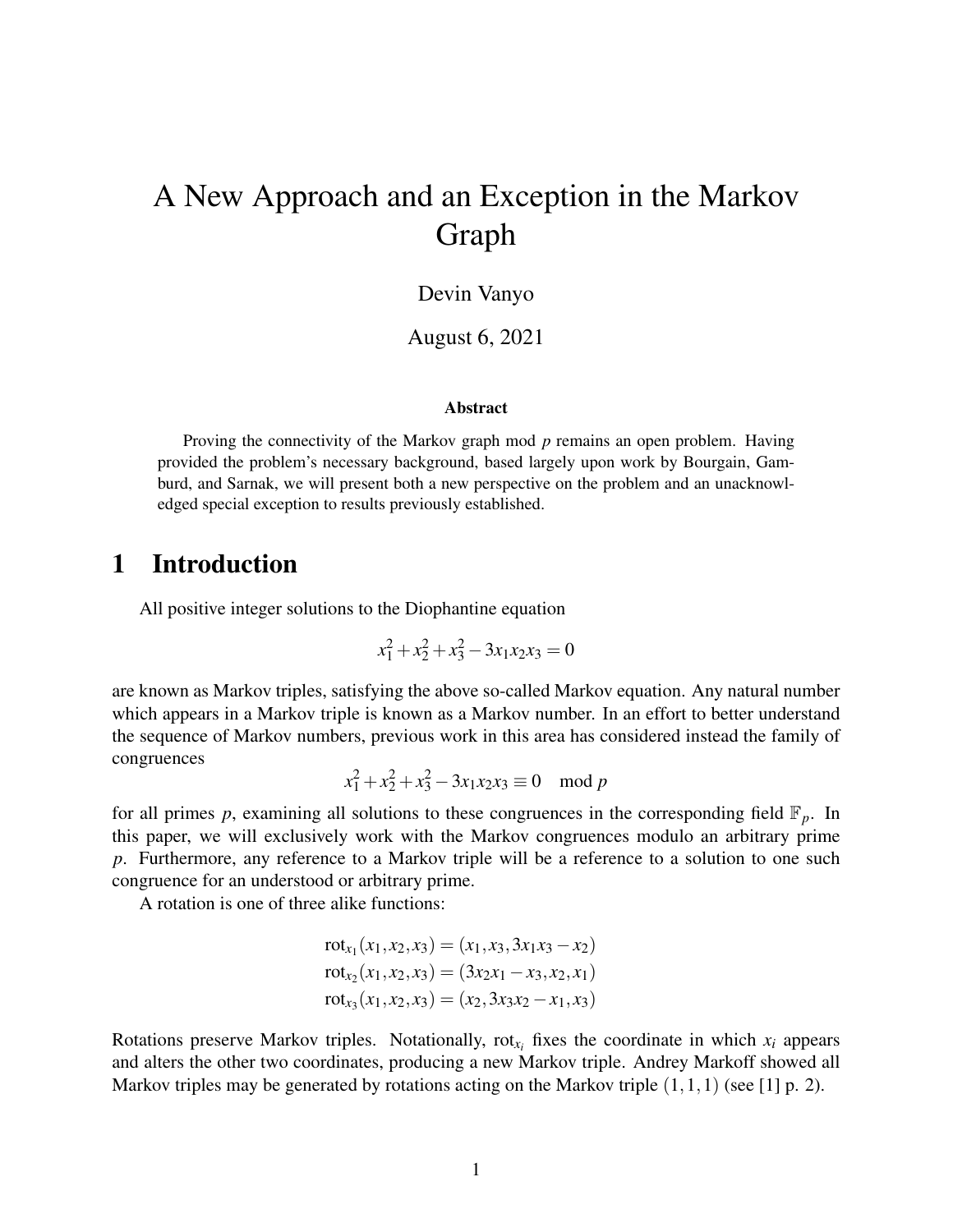# A New Approach and an Exception in the Markov Graph

Devin Vanyo

August 6, 2021

### Abstract

Proving the connectivity of the Markov graph mod $p$ remains an open problem. Having provided the problem's necessary background, based largely upon work by Bourgain, Gamburd, and Sarnak, we will present both a new perspective on the problem and an unacknowledged special exception to results previously established.

## 1 Introduction

All positive integer solutions to the Diophantine equation

$$x_1^2 + x_2^2 + x_3^2 - 3x_1x_2x_3 = 0$$

are known as Markov triples, satisfying the above so-called Markov equation. Any natural number which appears in a Markov triple is known as a Markov number. In an effort to better understand the sequence of Markov numbers, previous work in this area has considered instead the family of congruences

$$x_1^2 + x_2^2 + x_3^2 - 3x_1x_2x_3 \equiv 0 \mod p$$

for all primes $p$, examining all solutions to these congruences in the corresponding field $\mathbb{F}_p$. In this paper, we will exclusively work with the Markov congruences modulo an arbitrary prime $p$. Furthermore, any reference to a Markov triple will be a reference to a solution to one such congruence for an understood or arbitrary prime.

A rotation is one of three alike functions:

$$\begin{aligned}
\text{rot}_{x_1}(x_1, x_2, x_3) &= (x_1, x_3, 3x_1x_3 - x_2) \\
\text{rot}_{x_2}(x_1, x_2, x_3) &= (3x_2x_1 - x_3, x_2, x_1) \\
\text{rot}_{x_3}(x_1, x_2, x_3) &= (x_2, 3x_3x_2 - x_1, x_3)
\end{aligned}$$

Rotations preserve Markov triples. Notationally, $\text{rot}_{x_i}$ fixes the coordinate in which $x_i$ appears and alters the other two coordinates, producing a new Markov triple. Andrey Markoff showed all Markov triples may be generated by rotations acting on the Markov triple $(1, 1, 1)$ (see [1] p. 2).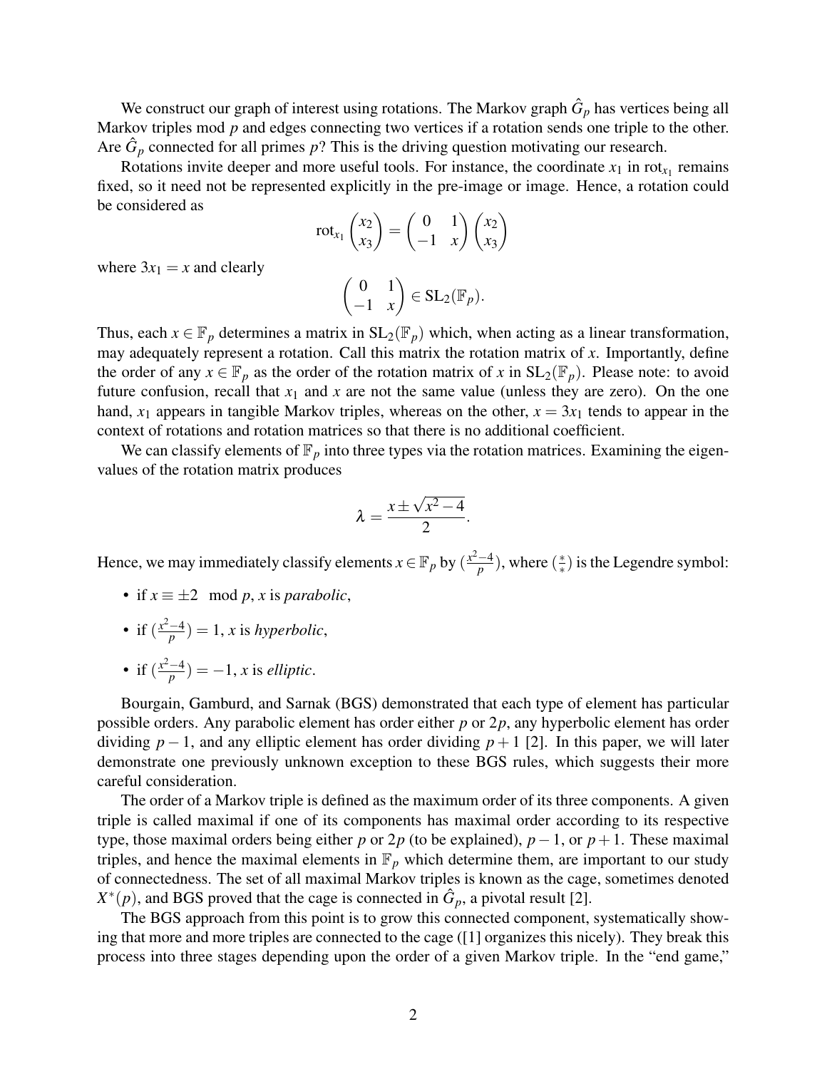We construct our graph of interest using rotations. The Markov graph $\hat{G}_p$ has vertices being all Markov triples mod $p$ and edges connecting two vertices if a rotation sends one triple to the other. Are $\hat{G}_p$ connected for all primes $p$? This is the driving question motivating our research.

Rotations invite deeper and more useful tools. For instance, the coordinate $x_1$ in $\text{rot}_{x_1}$ remains fixed, so it need not be represented explicitly in the pre-image or image. Hence, a rotation could be considered as

$$\text{rot}_{x_1}\begin{pmatrix} x_2 \\ x_3 \end{pmatrix} = \begin{pmatrix} 0 & 1 \\ -1 & x \end{pmatrix}\begin{pmatrix} x_2 \\ x_3 \end{pmatrix}$$

where $3x_1 = x$ and clearly

$$\begin{pmatrix} 0 & 1 \\ -1 & x \end{pmatrix} \in \text{SL}_2(\mathbb{F}_p).$$

Thus, each $x \in \mathbb{F}_p$ determines a matrix in $\text{SL}_2(\mathbb{F}_p)$ which, when acting as a linear transformation, may adequately represent a rotation. Call this matrix the rotation matrix of $x$. Importantly, define the order of any $x \in \mathbb{F}_p$ as the order of the rotation matrix of $x$ in $\text{SL}_2(\mathbb{F}_p)$. Please note: to avoid future confusion, recall that $x_1$ and $x$ are not the same value (unless they are zero). On the one hand, $x_1$ appears in tangible Markov triples, whereas on the other, $x = 3x_1$ tends to appear in the context of rotations and rotation matrices so that there is no additional coefficient.

We can classify elements of $\mathbb{F}_p$ into three types via the rotation matrices. Examining the eigenvalues of the rotation matrix produces

$$\lambda = \frac{x \pm \sqrt{x^2 - 4}}{2}.$$

Hence, we may immediately classify elements $x \in \mathbb{F}_p$ by $(\frac{x^2-4}{p})$, where $(\frac{*}{*})$ is the Legendre symbol:

- if $x \equiv \pm 2 \mod p$, $x$ is *parabolic*,
- if $(\frac{x^2-4}{p}) = 1$, $x$ is *hyperbolic*,
- if $(\frac{x^2-4}{p}) = -1$, $x$ is *elliptic*.

Bourgain, Gamburd, and Sarnak (BGS) demonstrated that each type of element has particular possible orders. Any parabolic element has order either $p$ or $2p$, any hyperbolic element has order dividing $p-1$, and any elliptic element has order dividing $p+1$ [2]. In this paper, we will later demonstrate one previously unknown exception to these BGS rules, which suggests their more careful consideration.

The order of a Markov triple is defined as the maximum order of its three components. A given triple is called maximal if one of its components has maximal order according to its respective type, those maximal orders being either $p$ or $2p$ (to be explained), $p-1$, or $p+1$. These maximal triples, and hence the maximal elements in $\mathbb{F}_p$ which determine them, are important to our study of connectedness. The set of all maximal Markov triples is known as the cage, sometimes denoted $X^*(p)$, and BGS proved that the cage is connected in $\hat{G}_p$, a pivotal result [2].

The BGS approach from this point is to grow this connected component, systematically showing that more and more triples are connected to the cage ([1] organizes this nicely). They break this process into three stages depending upon the order of a given Markov triple. In the "end game,"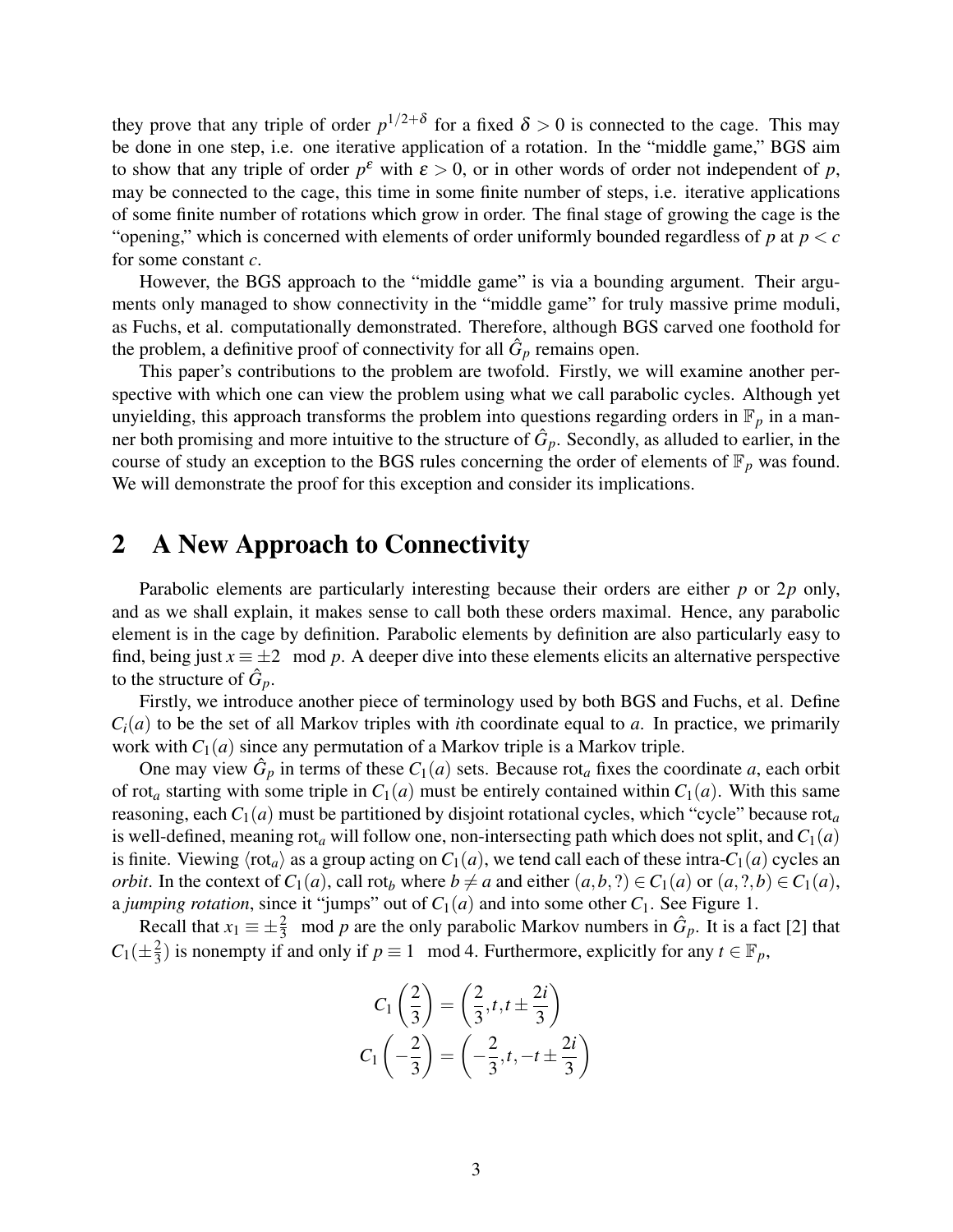they prove that any triple of order $p^{1/2+\delta}$ for a fixed $\delta > 0$ is connected to the cage. This may be done in one step, i.e. one iterative application of a rotation. In the "middle game," BGS aim to show that any triple of order $p^{\varepsilon}$ with $\varepsilon > 0$, or in other words of order not independent of $p$, may be connected to the cage, this time in some finite number of steps, i.e. iterative applications of some finite number of rotations which grow in order. The final stage of growing the cage is the "opening," which is concerned with elements of order uniformly bounded regardless of $p$ at $p < c$ for some constant $c$.

However, the BGS approach to the "middle game" is via a bounding argument. Their arguments only managed to show connectivity in the "middle game" for truly massive prime moduli, as Fuchs, et al. computationally demonstrated. Therefore, although BGS carved one foothold for the problem, a definitive proof of connectivity for all $\hat{G}_p$ remains open.

This paper's contributions to the problem are twofold. Firstly, we will examine another perspective with which one can view the problem using what we call parabolic cycles. Although yet unyielding, this approach transforms the problem into questions regarding orders in $\mathbb{F}_p$ in a manner both promising and more intuitive to the structure of $\hat{G}_p$. Secondly, as alluded to earlier, in the course of study an exception to the BGS rules concerning the order of elements of $\mathbb{F}_p$ was found. We will demonstrate the proof for this exception and consider its implications.

## 2 A New Approach to Connectivity

Parabolic elements are particularly interesting because their orders are either $p$ or $2p$ only, and as we shall explain, it makes sense to call both these orders maximal. Hence, any parabolic element is in the cage by definition. Parabolic elements by definition are also particularly easy to find, being just $x \equiv \pm 2 \mod p$. A deeper dive into these elements elicits an alternative perspective to the structure of $\hat{G}_p$.

Firstly, we introduce another piece of terminology used by both BGS and Fuchs, et al. Define $C_i(a)$ to be the set of all Markov triples with $i$th coordinate equal to $a$. In practice, we primarily work with $C_1(a)$ since any permutation of a Markov triple is a Markov triple.

One may view $\hat{G}_p$ in terms of these $C_1(a)$ sets. Because $\text{rot}_a$ fixes the coordinate $a$, each orbit of $\text{rot}_a$ starting with some triple in $C_1(a)$ must be entirely contained within $C_1(a)$. With this same reasoning, each $C_1(a)$ must be partitioned by disjoint rotational cycles, which "cycle" because $\text{rot}_a$ is well-defined, meaning $\text{rot}_a$ will follow one, non-intersecting path which does not split, and $C_1(a)$ is finite. Viewing $\langle \text{rot}_a \rangle$ as a group acting on $C_1(a)$, we tend call each of these intra-$C_1(a)$ cycles an *orbit*. In the context of $C_1(a)$, call $\text{rot}_b$ where $b \neq a$ and either $(a, b, ?) \in C_1(a)$ or $(a, ?, b) \in C_1(a)$, a *jumping rotation*, since it "jumps" out of $C_1(a)$ and into some other $C_1$. See Figure 1.

Recall that $x_1 \equiv \pm\frac{2}{3} \mod p$ are the only parabolic Markov numbers in $\hat{G}_p$. It is a fact [2] that $C_1(\pm\frac{2}{3})$ is nonempty if and only if $p \equiv 1 \mod 4$. Furthermore, explicitly for any $t \in \mathbb{F}_p$,

$$C_1\left(\frac{2}{3}\right) = \left(\frac{2}{3}, t, t \pm \frac{2i}{3}\right)$$

$$C_1\left(-\frac{2}{3}\right) = \left(-\frac{2}{3}, t, -t \pm \frac{2i}{3}\right)$$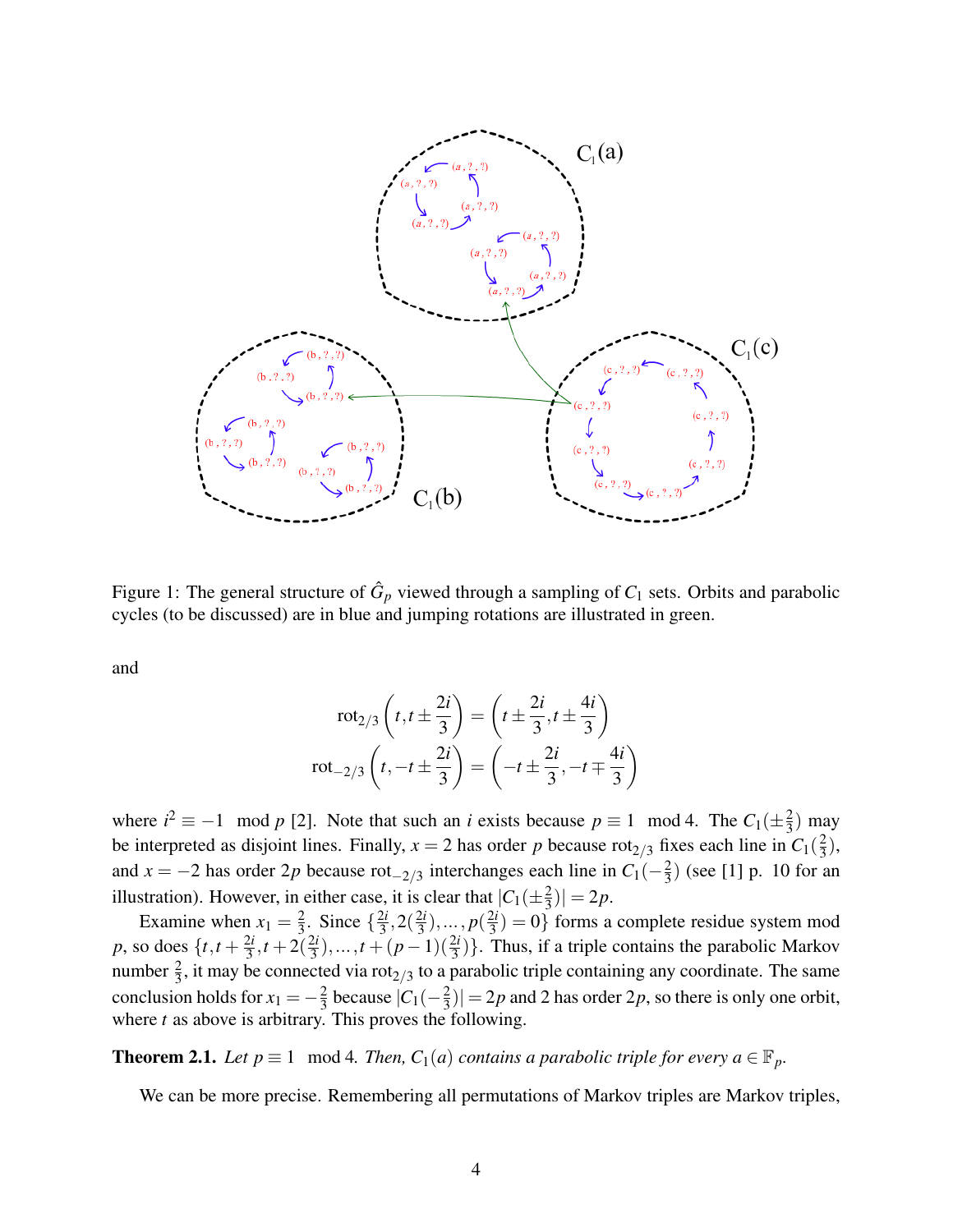Figure 1: The general structure of $\hat{G}_p$ viewed through a sampling of $C_1$ sets. Orbits and parabolic cycles (to be discussed) are in blue and jumping rotations are illustrated in green.

and

$$\text{rot}_{2/3}\left(t, t \pm \frac{2i}{3}\right) = \left(t \pm \frac{2i}{3}, t \pm \frac{4i}{3}\right)$$
$$\text{rot}_{-2/3}\left(t, -t \pm \frac{2i}{3}\right) = \left(-t \pm \frac{2i}{3}, -t \mp \frac{4i}{3}\right)$$

where $i^2 \equiv -1 \mod p$ [2]. Note that such an $i$ exists because $p \equiv 1 \mod 4$. The $C_1(\pm\frac{2}{3})$ may be interpreted as disjoint lines. Finally, $x = 2$ has order $p$ because $\text{rot}_{2/3}$ fixes each line in $C_1(\frac{2}{3})$, and $x = -2$ has order $2p$ because $\text{rot}_{-2/3}$ interchanges each line in $C_1(-\frac{2}{3})$ (see [1] p. 10 for an illustration). However, in either case, it is clear that $|C_1(\pm\frac{2}{3})| = 2p$.

Examine when $x_1 = \frac{2}{3}$. Since $\{\frac{2i}{3}, 2(\frac{2i}{3}), \ldots, p(\frac{2i}{3}) = 0\}$ forms a complete residue system mod $p$, so does $\{t, t + \frac{2i}{3}, t + 2(\frac{2i}{3}), \ldots, t + (p-1)(\frac{2i}{3})\}$. Thus, if a triple contains the parabolic Markov number $\frac{2}{3}$, it may be connected via $\text{rot}_{2/3}$ to a parabolic triple containing any coordinate. The same conclusion holds for $x_1 = -\frac{2}{3}$ because $|C_1(-\frac{2}{3})| = 2p$ and 2 has order $2p$, so there is only one orbit, where $t$ as above is arbitrary. This proves the following.

**Theorem 2.1.** *Let $p \equiv 1 \mod 4$. Then, $C_1(a)$ contains a parabolic triple for every $a \in \mathbb{F}_p$.*

We can be more precise. Remembering all permutations of Markov triples are Markov triples,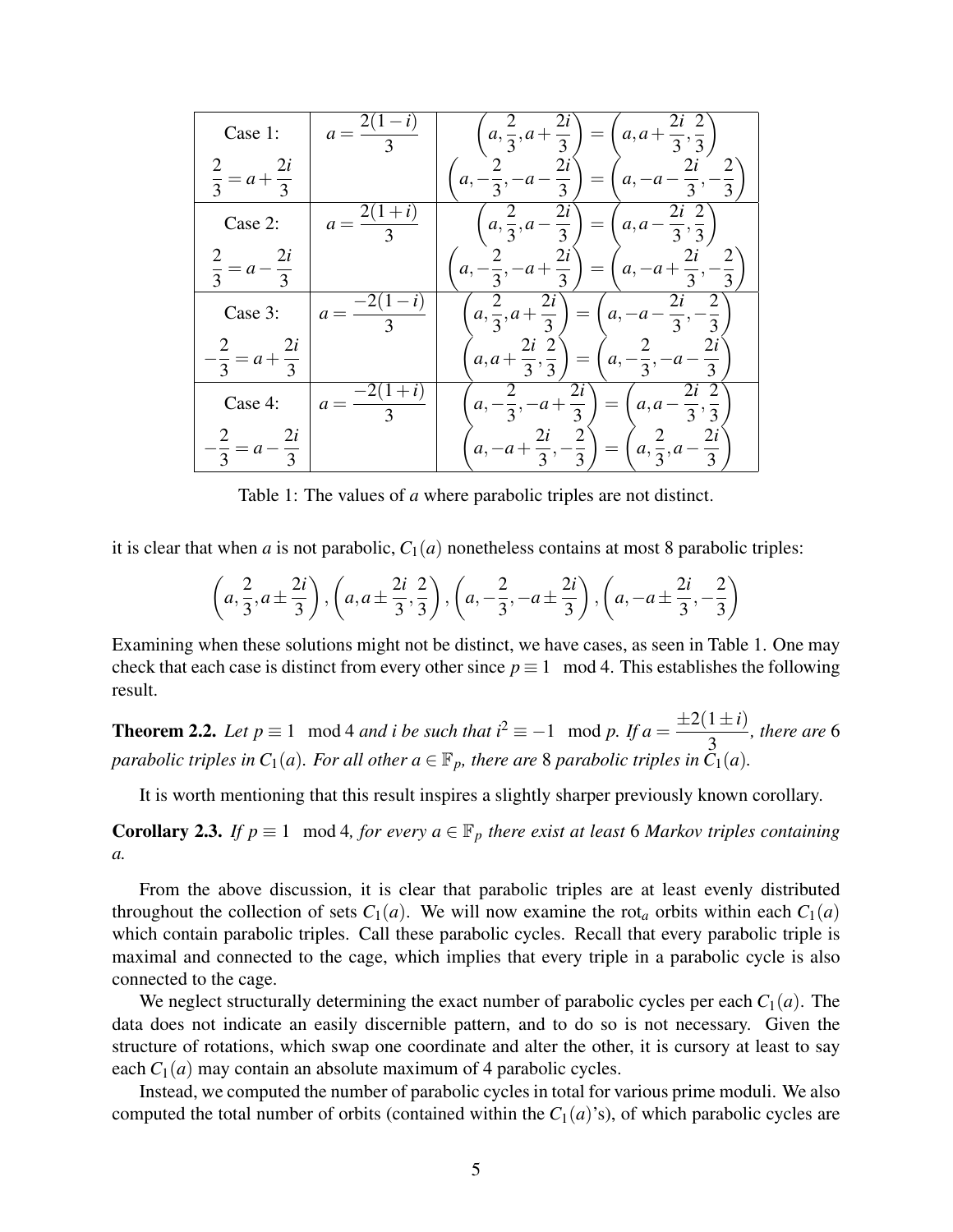| | | |
|---|---|---|
| Case 1: $\frac{2}{3} = a + \frac{2i}{3}$ | $a = \frac{2(1-i)}{3}$ | $\left(a, \frac{2}{3}, a + \frac{2i}{3}\right) = \left(a, a + \frac{2i}{3}, \frac{2}{3}\right)$ <br> $\left(a, -\frac{2}{3}, -a - \frac{2i}{3}\right) = \left(a, -a - \frac{2i}{3}, -\frac{2}{3}\right)$ |
| Case 2: $\frac{2}{3} = a - \frac{2i}{3}$ | $a = \frac{2(1+i)}{3}$ | $\left(a, \frac{2}{3}, a - \frac{2i}{3}\right) = \left(a, a - \frac{2i}{3}, \frac{2}{3}\right)$ <br> $\left(a, -\frac{2}{3}, -a + \frac{2i}{3}\right) = \left(a, -a + \frac{2i}{3}, -\frac{2}{3}\right)$ |
| Case 3: $-\frac{2}{3} = a + \frac{2i}{3}$ | $a = \frac{-2(1-i)}{3}$ | $\left(a, \frac{2}{3}, a + \frac{2i}{3}\right) = \left(a, -a - \frac{2i}{3}, -\frac{2}{3}\right)$ <br> $\left(a, a + \frac{2i}{3}, \frac{2}{3}\right) = \left(a, -\frac{2}{3}, -a - \frac{2i}{3}\right)$ |
| Case 4: $-\frac{2}{3} = a - \frac{2i}{3}$ | $a = \frac{-2(1+i)}{3}$ | $\left(a, -\frac{2}{3}, -a + \frac{2i}{3}\right) = \left(a, a - \frac{2i}{3}, \frac{2}{3}\right)$ <br> $\left(a, -a + \frac{2i}{3}, -\frac{2}{3}\right) = \left(a, \frac{2}{3}, a - \frac{2i}{3}\right)$ |

Table 1: The values of $a$ where parabolic triples are not distinct.

it is clear that when $a$ is not parabolic, $C_1(a)$ nonetheless contains at most 8 parabolic triples:

$$\left(a, \frac{2}{3}, a \pm \frac{2i}{3}\right), \left(a, a \pm \frac{2i}{3}, \frac{2}{3}\right), \left(a, -\frac{2}{3}, -a \pm \frac{2i}{3}\right), \left(a, -a \pm \frac{2i}{3}, -\frac{2}{3}\right)$$

Examining when these solutions might not be distinct, we have cases, as seen in Table 1. One may check that each case is distinct from every other since $p \equiv 1 \mod 4$. This establishes the following result.

**Theorem 2.2.** *Let $p \equiv 1 \mod 4$ and $i$ be such that $i^2 \equiv -1 \mod p$. If $a = \frac{\pm 2(1 \pm i)}{3}$, there are 6 parabolic triples in $C_1(a)$. For all other $a \in \mathbb{F}_p$, there are 8 parabolic triples in $C_1(a)$.*

It is worth mentioning that this result inspires a slightly sharper previously known corollary.

**Corollary 2.3.** *If $p \equiv 1 \mod 4$, for every $a \in \mathbb{F}_p$ there exist at least 6 Markov triples containing $a$.*

From the above discussion, it is clear that parabolic triples are at least evenly distributed throughout the collection of sets $C_1(a)$. We will now examine the $\text{rot}_a$ orbits within each $C_1(a)$ which contain parabolic triples. Call these parabolic cycles. Recall that every parabolic triple is maximal and connected to the cage, which implies that every triple in a parabolic cycle is also connected to the cage.

We neglect structurally determining the exact number of parabolic cycles per each $C_1(a)$. The data does not indicate an easily discernible pattern, and to do so is not necessary. Given the structure of rotations, which swap one coordinate and alter the other, it is cursory at least to say each $C_1(a)$ may contain an absolute maximum of 4 parabolic cycles.

Instead, we computed the number of parabolic cycles in total for various prime moduli. We also computed the total number of orbits (contained within the $C_1(a)$'s), of which parabolic cycles are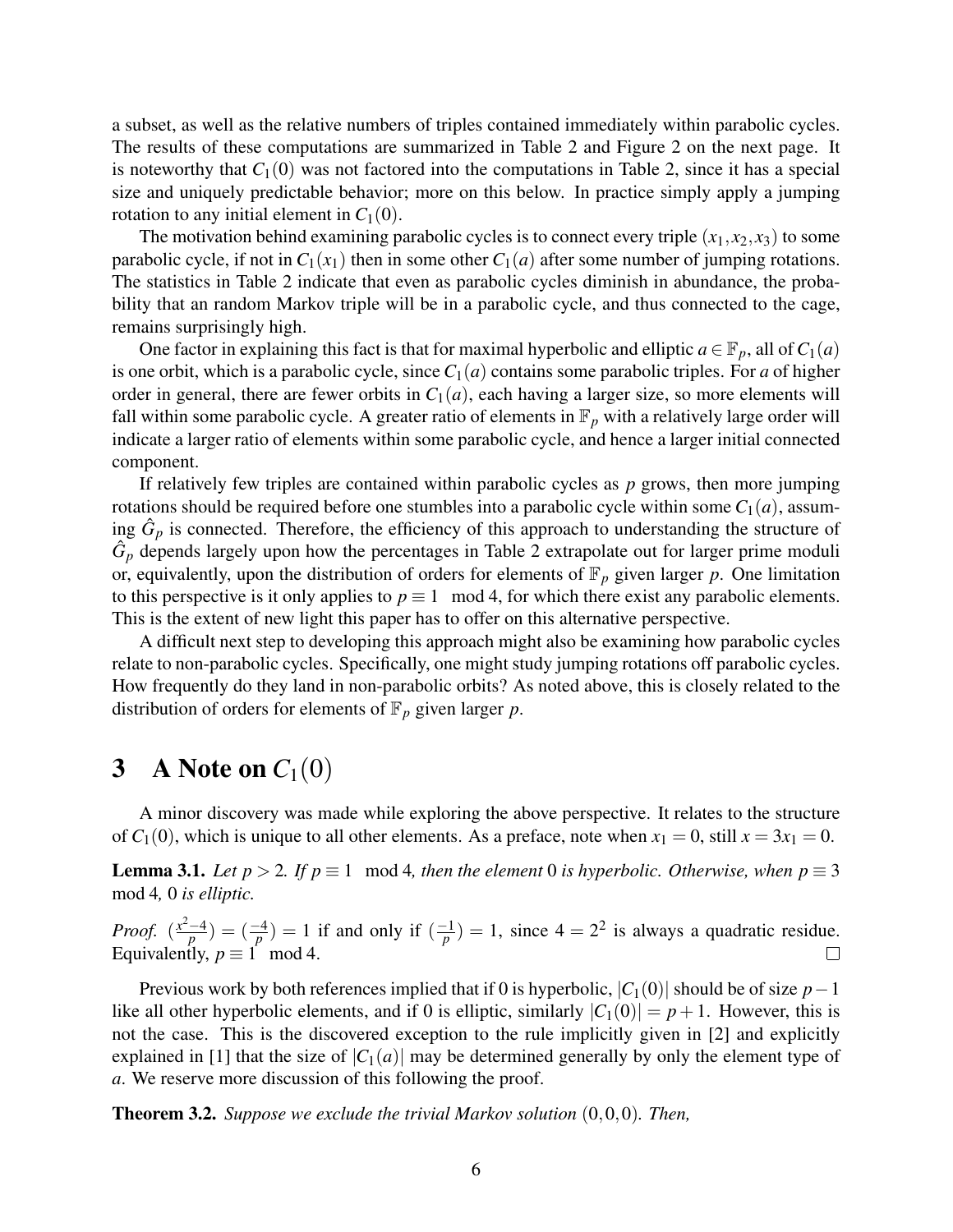a subset, as well as the relative numbers of triples contained immediately within parabolic cycles. The results of these computations are summarized in Table 2 and Figure 2 on the next page. It is noteworthy that $C_1(0)$ was not factored into the computations in Table 2, since it has a special size and uniquely predictable behavior; more on this below. In practice simply apply a jumping rotation to any initial element in $C_1(0)$.

The motivation behind examining parabolic cycles is to connect every triple $(x_1, x_2, x_3)$ to some parabolic cycle, if not in $C_1(x_1)$ then in some other $C_1(a)$ after some number of jumping rotations. The statistics in Table 2 indicate that even as parabolic cycles diminish in abundance, the probability that an random Markov triple will be in a parabolic cycle, and thus connected to the cage, remains surprisingly high.

One factor in explaining this fact is that for maximal hyperbolic and elliptic $a \in \mathbb{F}_p$, all of $C_1(a)$ is one orbit, which is a parabolic cycle, since $C_1(a)$ contains some parabolic triples. For $a$ of higher order in general, there are fewer orbits in $C_1(a)$, each having a larger size, so more elements will fall within some parabolic cycle. A greater ratio of elements in $\mathbb{F}_p$ with a relatively large order will indicate a larger ratio of elements within some parabolic cycle, and hence a larger initial connected component.

If relatively few triples are contained within parabolic cycles as $p$ grows, then more jumping rotations should be required before one stumbles into a parabolic cycle within some $C_1(a)$, assuming $\hat{G}_p$ is connected. Therefore, the efficiency of this approach to understanding the structure of $\hat{G}_p$ depends largely upon how the percentages in Table 2 extrapolate out for larger prime moduli or, equivalently, upon the distribution of orders for elements of $\mathbb{F}_p$ given larger $p$. One limitation to this perspective is it only applies to $p \equiv 1 \mod 4$, for which there exist any parabolic elements. This is the extent of new light this paper has to offer on this alternative perspective.

A difficult next step to developing this approach might also be examining how parabolic cycles relate to non-parabolic cycles. Specifically, one might study jumping rotations off parabolic cycles. How frequently do they land in non-parabolic orbits? As noted above, this is closely related to the distribution of orders for elements of $\mathbb{F}_p$ given larger $p$.

# 3 A Note on $C_1(0)$

A minor discovery was made while exploring the above perspective. It relates to the structure of $C_1(0)$, which is unique to all other elements. As a preface, note when $x_1 = 0$, still $x = 3x_1 = 0$.

**Lemma 3.1.** *Let $p > 2$. If $p \equiv 1 \mod 4$, then the element 0 is hyperbolic. Otherwise, when $p \equiv 3 \mod 4$, 0 is elliptic.*

*Proof.* $(\frac{x^2-4}{p}) = (\frac{-4}{p}) = 1$ if and only if $(\frac{-1}{p}) = 1$, since $4 = 2^2$ is always a quadratic residue. Equivalently, $p \equiv 1 \mod 4$. $\square$

Previous work by both references implied that if 0 is hyperbolic, $|C_1(0)|$ should be of size $p-1$ like all other hyperbolic elements, and if 0 is elliptic, similarly $|C_1(0)| = p+1$. However, this is not the case. This is the discovered exception to the rule implicitly given in [2] and explicitly explained in [1] that the size of $|C_1(a)|$ may be determined generally by only the element type of $a$. We reserve more discussion of this following the proof.

**Theorem 3.2.** *Suppose we exclude the trivial Markov solution $(0,0,0)$. Then,*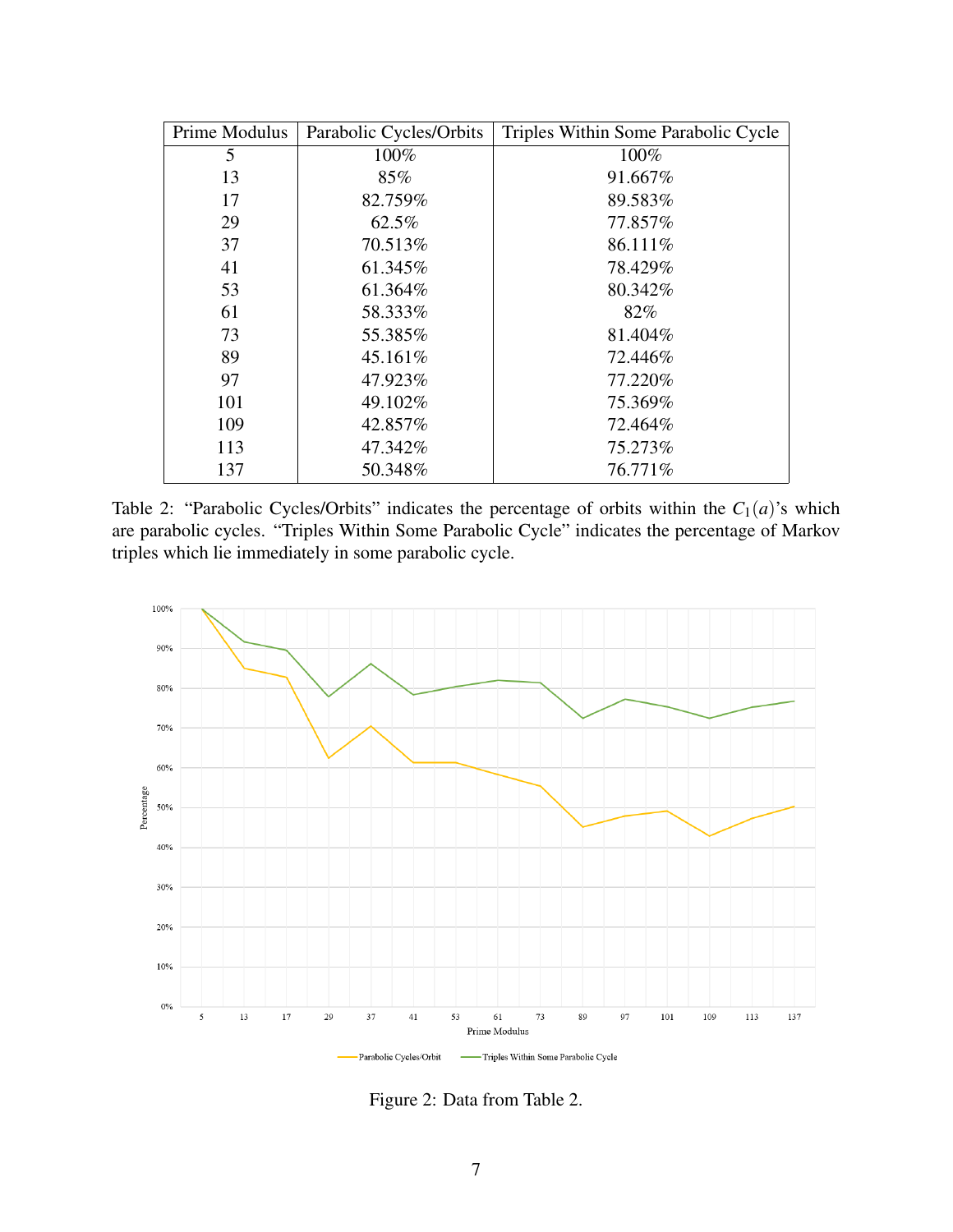| Prime Modulus | Parabolic Cycles/Orbits | Triples Within Some Parabolic Cycle |
|---|---|---|
| 5 | 100% | 100% |
| 13 | 85% | 91.667% |
| 17 | 82.759% | 89.583% |
| 29 | 62.5% | 77.857% |
| 37 | 70.513% | 86.111% |
| 41 | 61.345% | 78.429% |
| 53 | 61.364% | 80.342% |
| 61 | 58.333% | 82% |
| 73 | 55.385% | 81.404% |
| 89 | 45.161% | 72.446% |
| 97 | 47.923% | 77.220% |
| 101 | 49.102% | 75.369% |
| 109 | 42.857% | 72.464% |
| 113 | 47.342% | 75.273% |
| 137 | 50.348% | 76.771% |

Table 2: "Parabolic Cycles/Orbits" indicates the percentage of orbits within the $C_1(a)$'s which are parabolic cycles. "Triples Within Some Parabolic Cycle" indicates the percentage of Markov triples which lie immediately in some parabolic cycle.

Figure 2: Data from Table 2.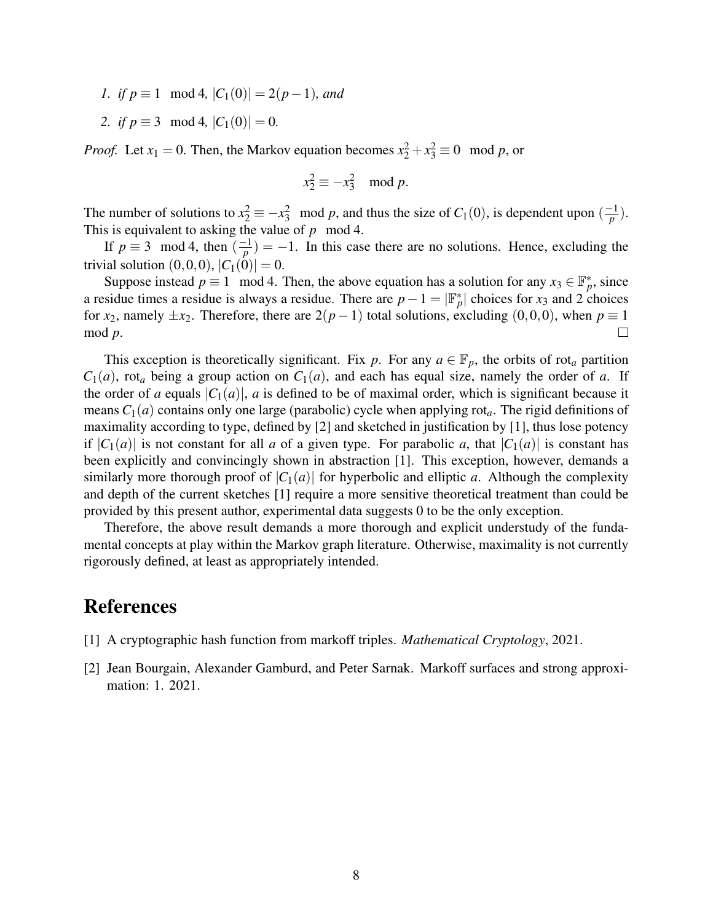1. *if* $p \equiv 1 \mod 4$*,* $|C_1(0)| = 2(p-1)$*, and*
2. *if* $p \equiv 3 \mod 4$*,* $|C_1(0)| = 0$*.*

*Proof.* Let $x_1 = 0$. Then, the Markov equation becomes $x_2^2 + x_3^2 \equiv 0 \mod p$, or

$$x_2^2 \equiv -x_3^2 \mod p.$$

The number of solutions to $x_2^2 \equiv -x_3^2 \mod p$, and thus the size of $C_1(0)$, is dependent upon $(\frac{-1}{p})$. This is equivalent to asking the value of $p \mod 4$.

If $p \equiv 3 \mod 4$, then $(\frac{-1}{p}) = -1$. In this case there are no solutions. Hence, excluding the trivial solution $(0,0,0)$, $|C_1(0)| = 0$.

Suppose instead $p \equiv 1 \mod 4$. Then, the above equation has a solution for any $x_3 \in \mathbb{F}_p^*$, since a residue times a residue is always a residue. There are $p - 1 = |\mathbb{F}_p^*|$ choices for $x_3$ and 2 choices for $x_2$, namely $\pm x_2$. Therefore, there are $2(p-1)$ total solutions, excluding $(0,0,0)$, when $p \equiv 1 \mod p$. □

This exception is theoretically significant. Fix $p$. For any $a \in \mathbb{F}_p$, the orbits of $\text{rot}_a$ partition $C_1(a)$, $\text{rot}_a$ being a group action on $C_1(a)$, and each has equal size, namely the order of $a$. If the order of $a$ equals $|C_1(a)|$, $a$ is defined to be of maximal order, which is significant because it means $C_1(a)$ contains only one large (parabolic) cycle when applying $\text{rot}_a$. The rigid definitions of maximality according to type, defined by [2] and sketched in justification by [1], thus lose potency if $|C_1(a)|$ is not constant for all $a$ of a given type. For parabolic $a$, that $|C_1(a)|$ is constant has been explicitly and convincingly shown in abstraction [1]. This exception, however, demands a similarly more thorough proof of $|C_1(a)|$ for hyperbolic and elliptic $a$. Although the complexity and depth of the current sketches [1] require a more sensitive theoretical treatment than could be provided by this present author, experimental data suggests 0 to be the only exception.

Therefore, the above result demands a more thorough and explicit understudy of the fundamental concepts at play within the Markov graph literature. Otherwise, maximality is not currently rigorously defined, at least as appropriately intended.

# References

[1] A cryptographic hash function from markoff triples. *Mathematical Cryptology*, 2021.

[2] Jean Bourgain, Alexander Gamburd, and Peter Sarnak. Markoff surfaces and strong approximation: 1. 2021.